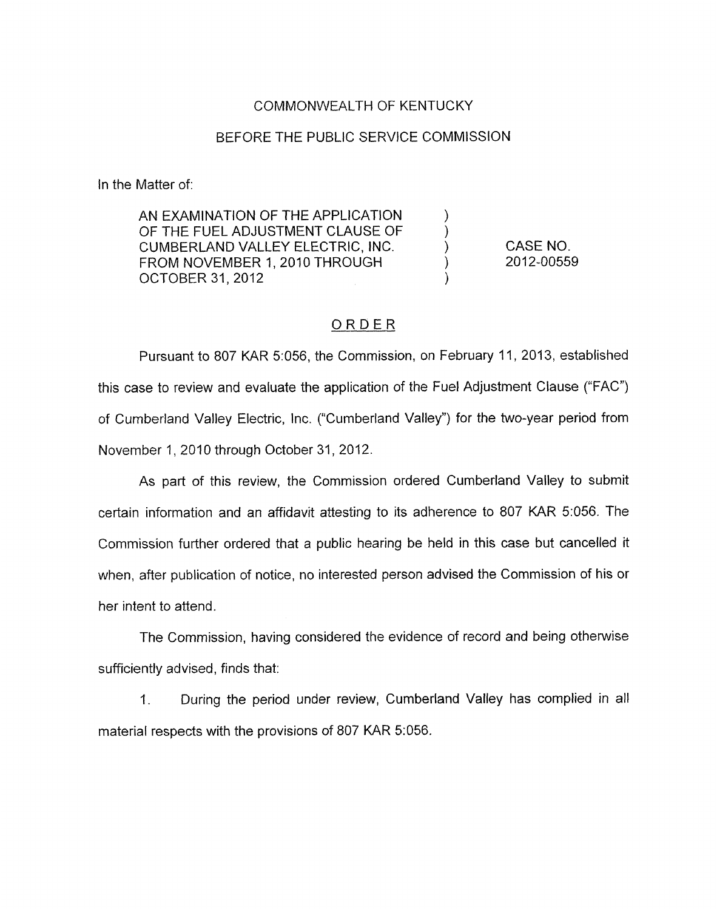COMMONWEALTH OF KENTUCKY

BEFORE THE PUBLIC SERVICE COMMISSION

In the Matter of:

| | | |
|---|---|---|
| AN EXAMINATION OF THE APPLICATION OF THE FUEL ADJUSTMENT CLAUSE OF CUMBERLAND VALLEY ELECTRIC, INC. FROM NOVEMBER 1, 2010 THROUGH OCTOBER 31, 2012 | ) ) ) ) ) | CASE NO. 2012-00559 |

## ORDER

Pursuant to 807 KAR 5:056, the Commission, on February 11, 2013, established this case to review and evaluate the application of the Fuel Adjustment Clause ("FAC") of Cumberland Valley Electric, Inc. ("Cumberland Valley") for the two-year period from November 1, 2010 through October 31, 2012.

As part of this review, the Commission ordered Cumberland Valley to submit certain information and an affidavit attesting to its adherence to 807 KAR 5:056. The Commission further ordered that a public hearing be held in this case but cancelled it when, after publication of notice, no interested person advised the Commission of his or her intent to attend.

The Commission, having considered the evidence of record and being otherwise sufficiently advised, finds that:

1. During the period under review, Cumberland Valley has complied in all material respects with the provisions of 807 KAR 5:056.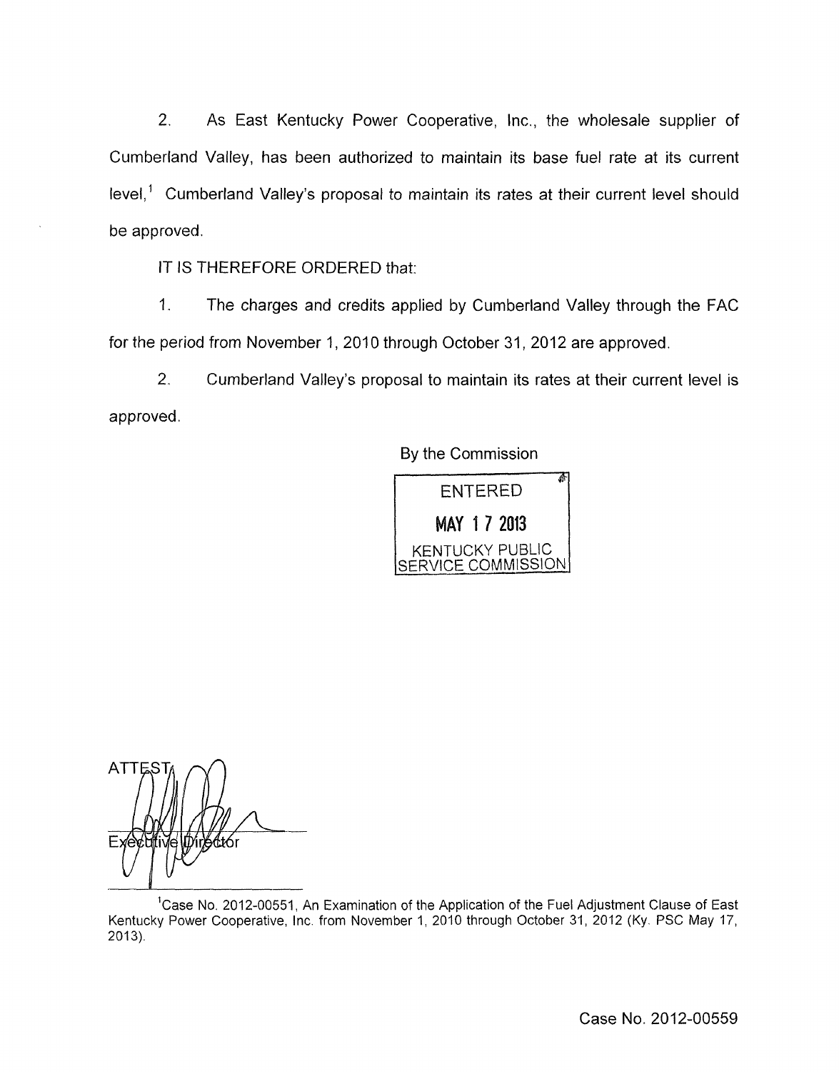2. As East Kentucky Power Cooperative, Inc., the wholesale supplier of Cumberland Valley, has been authorized to maintain its base fuel rate at its current level,[1] Cumberland Valley's proposal to maintain its rates at their current level should be approved.

IT IS THEREFORE ORDERED that:

1. The charges and credits applied by Cumberland Valley through the FAC for the period from November 1, 2010 through October 31, 2012 are approved.

2. Cumberland Valley's proposal to maintain its rates at their current level is approved.

By the Commission

ENTERED
MAY 17 2013
KENTUCKY PUBLIC SERVICE COMMISSION

ATTEST:

Executive Director

[1] Case No. 2012-00551, An Examination of the Application of the Fuel Adjustment Clause of East Kentucky Power Cooperative, Inc. from November 1, 2010 through October 31, 2012 (Ky. PSC May 17, 2013).

Case No. 2012-00559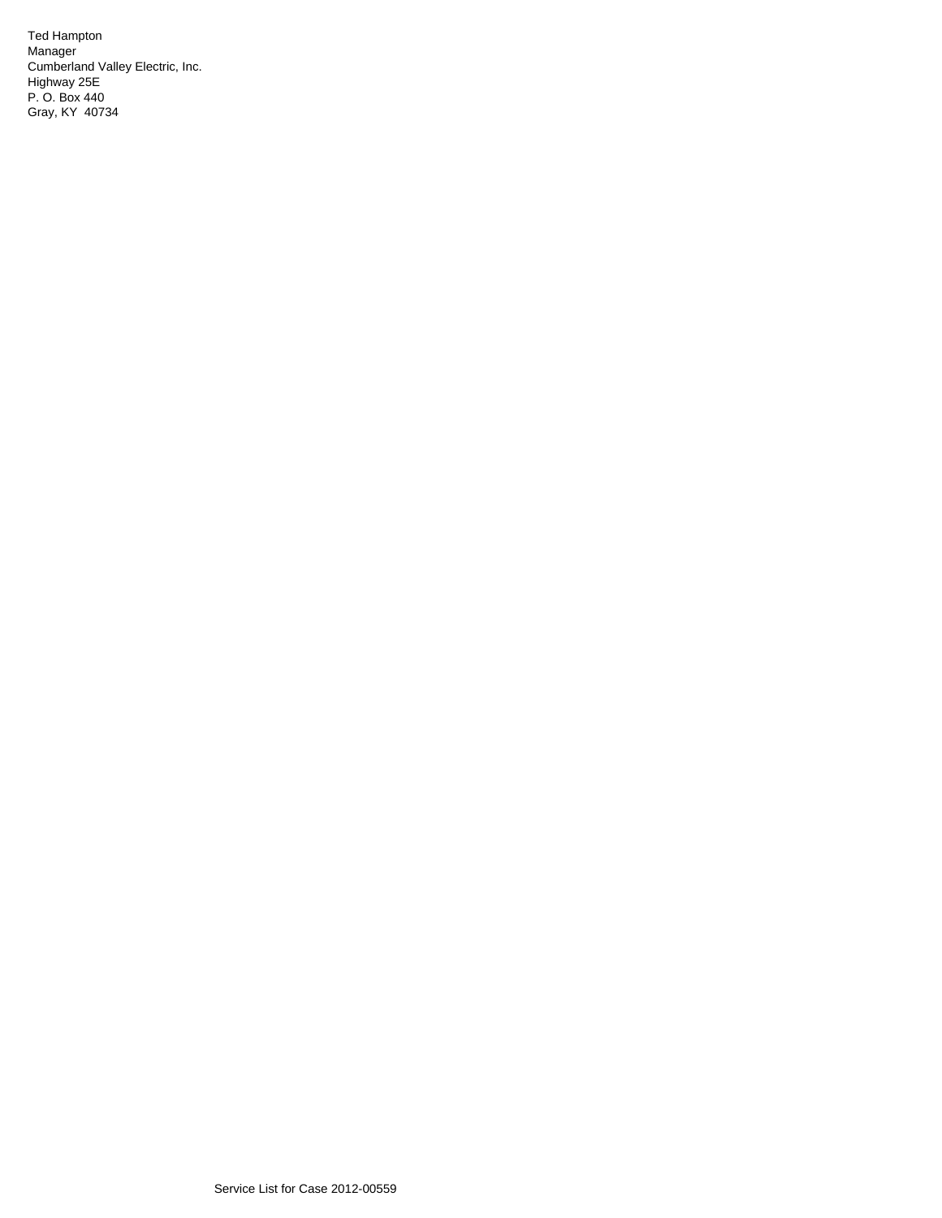Ted Hampton
Manager
Cumberland Valley Electric, Inc.
Highway 25E
P. O. Box 440
Gray, KY  40734